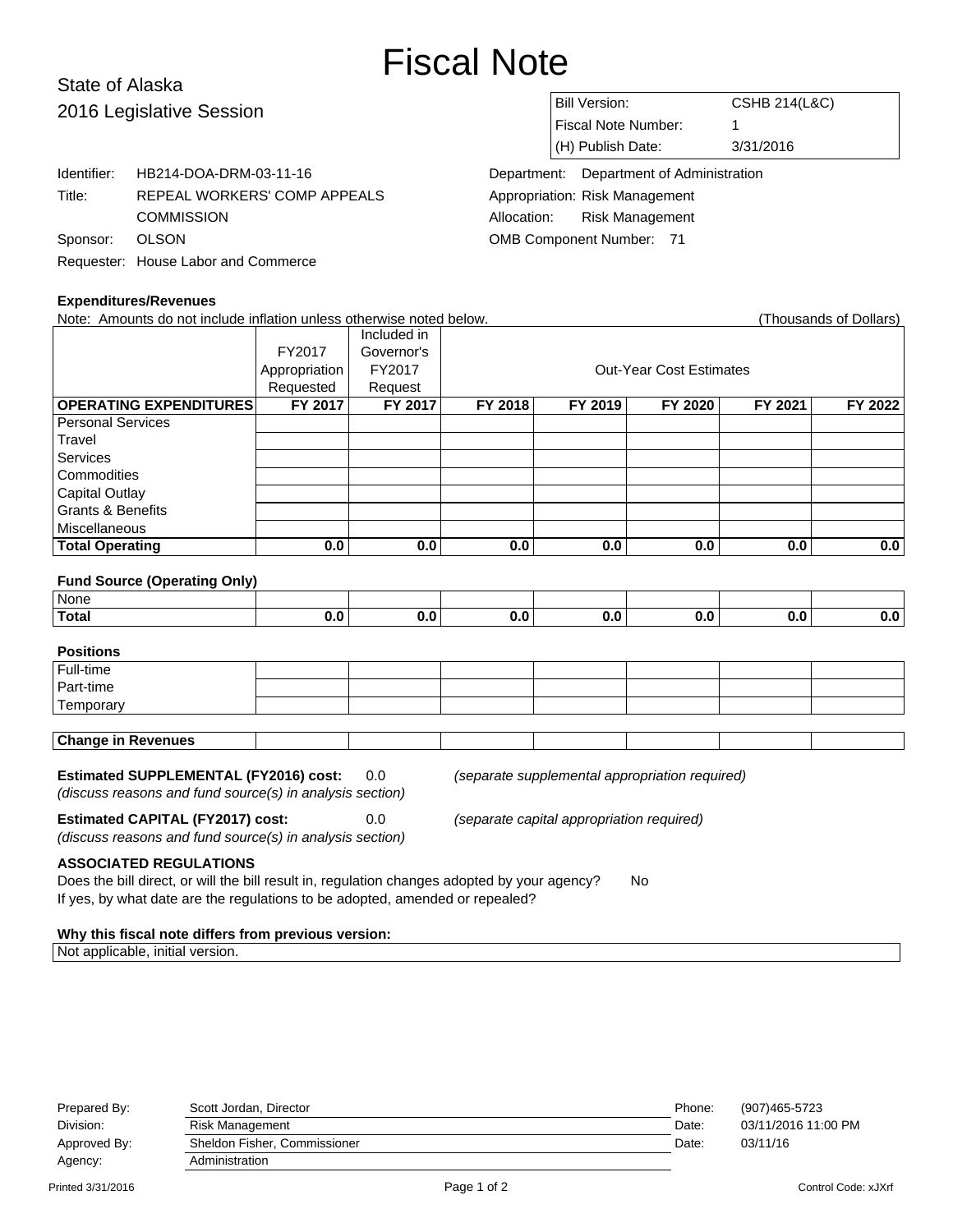# Fiscal Note

State of Alaska
2016 Legislative Session

| | |
|---|---|
| Bill Version: | CSHB 214(L&C) |
| Fiscal Note Number: | 1 |
| (H) Publish Date: | 3/31/2016 |

Identifier: HB214-DOA-DRM-03-11-16
Title: REPEAL WORKERS' COMP APPEALS COMMISSION
Sponsor: OLSON
Requester: House Labor and Commerce

Department: Department of Administration
Appropriation: Risk Management
Allocation: Risk Management
OMB Component Number: 71

**Expenditures/Revenues**

Note: Amounts do not include inflation unless otherwise noted below. (Thousands of Dollars)

| | FY2017 Appropriation Requested | Included in Governor's FY2017 Request | Out-Year Cost Estimates | | | | |
|---|---|---|---|---|---|---|---|
| **OPERATING EXPENDITURES** | **FY 2017** | **FY 2017** | **FY 2018** | **FY 2019** | **FY 2020** | **FY 2021** | **FY 2022** |
| Personal Services | | | | | | | |
| Travel | | | | | | | |
| Services | | | | | | | |
| Commodities | | | | | | | |
| Capital Outlay | | | | | | | |
| Grants & Benefits | | | | | | | |
| Miscellaneous | | | | | | | |
| **Total Operating** | **0.0** | **0.0** | **0.0** | **0.0** | **0.0** | **0.0** | **0.0** |

**Fund Source (Operating Only)**

| | | | | | | | |
|---|---|---|---|---|---|---|---|
| None | | | | | | | |
| **Total** | **0.0** | **0.0** | **0.0** | **0.0** | **0.0** | **0.0** | **0.0** |

**Positions**

| | | | | | | | |
|---|---|---|---|---|---|---|---|
| Full-time | | | | | | | |
| Part-time | | | | | | | |
| Temporary | | | | | | | |

| | | | | | | | |
|---|---|---|---|---|---|---|---|
| **Change in Revenues** | | | | | | | |

**Estimated SUPPLEMENTAL (FY2016) cost:** 0.0 *(separate supplemental appropriation required)*
*(discuss reasons and fund source(s) in analysis section)*

**Estimated CAPITAL (FY2017) cost:** 0.0 *(separate capital appropriation required)*
*(discuss reasons and fund source(s) in analysis section)*

**ASSOCIATED REGULATIONS**

Does the bill direct, or will the bill result in, regulation changes adopted by your agency? No
If yes, by what date are the regulations to be adopted, amended or repealed?

**Why this fiscal note differs from previous version:**

Not applicable, initial version.

| | | | |
|---|---|---|---|
| Prepared By: | Scott Jordan, Director | Phone: | (907)465-5723 |
| Division: | Risk Management | Date: | 03/11/2016 11:00 PM |
| Approved By: | Sheldon Fisher, Commissioner | Date: | 03/11/16 |
| Agency: | Administration | | |

Printed 3/31/2016 Control Code: xJXrf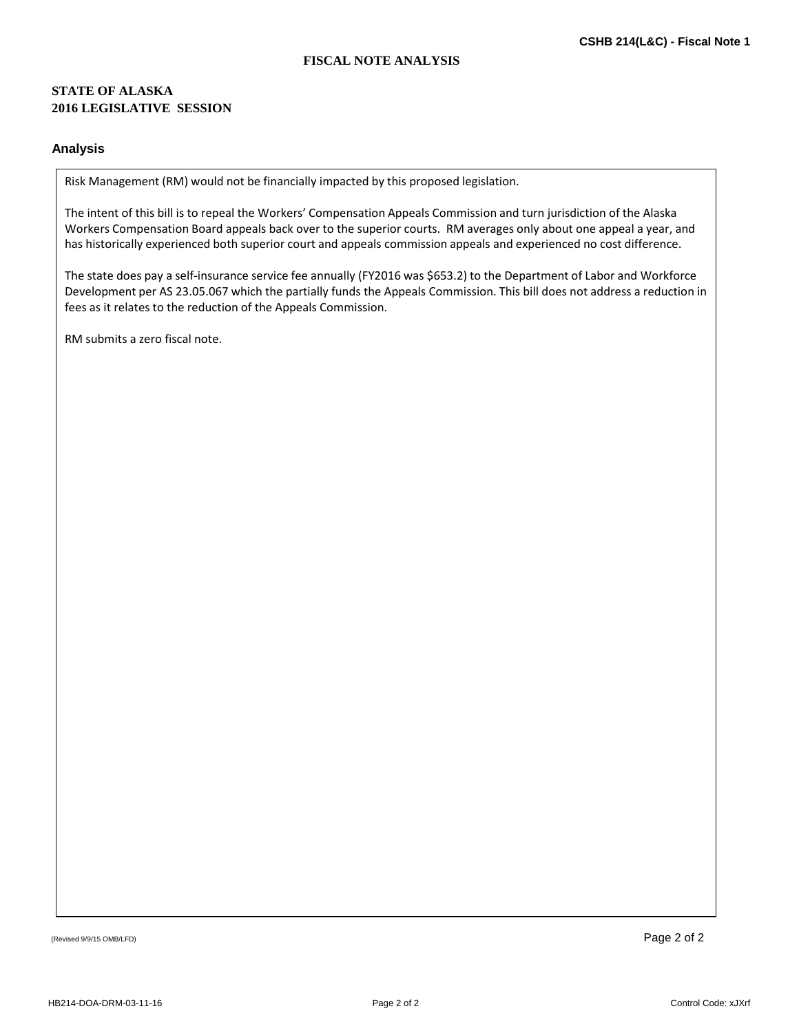**FISCAL NOTE ANALYSIS**

**STATE OF ALASKA**
**2016 LEGISLATIVE SESSION**

## Analysis

Risk Management (RM) would not be financially impacted by this proposed legislation.

The intent of this bill is to repeal the Workers' Compensation Appeals Commission and turn jurisdiction of the Alaska Workers Compensation Board appeals back over to the superior courts. RM averages only about one appeal a year, and has historically experienced both superior court and appeals commission appeals and experienced no cost difference.

The state does pay a self-insurance service fee annually (FY2016 was $653.2) to the Department of Labor and Workforce Development per AS 23.05.067 which the partially funds the Appeals Commission. This bill does not address a reduction in fees as it relates to the reduction of the Appeals Commission.

RM submits a zero fiscal note.

(Revised 9/9/15 OMB/LFD)